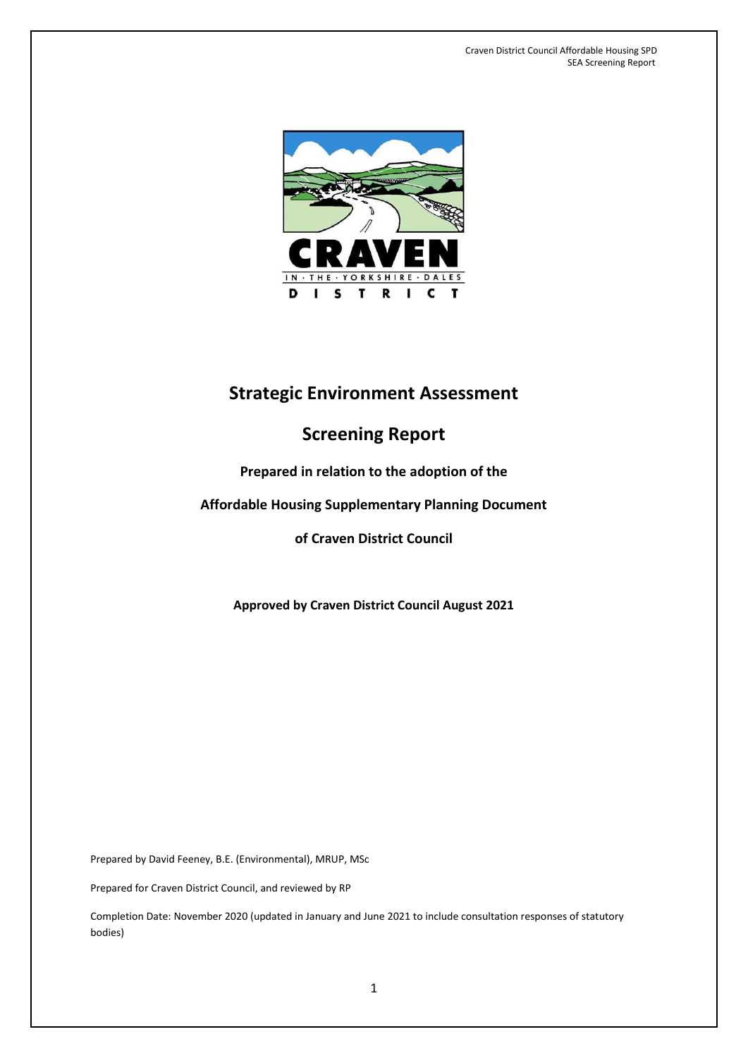# Strategic Environment Assessment

## Screening Report

**Prepared in relation to the adoption of the**

**Affordable Housing Supplementary Planning Document**

**of Craven District Council**

**Approved by Craven District Council August 2021**

Prepared by David Feeney, B.E. (Environmental), MRUP, MSc

Prepared for Craven District Council, and reviewed by RP

Completion Date: November 2020 (updated in January and June 2021 to include consultation responses of statutory bodies)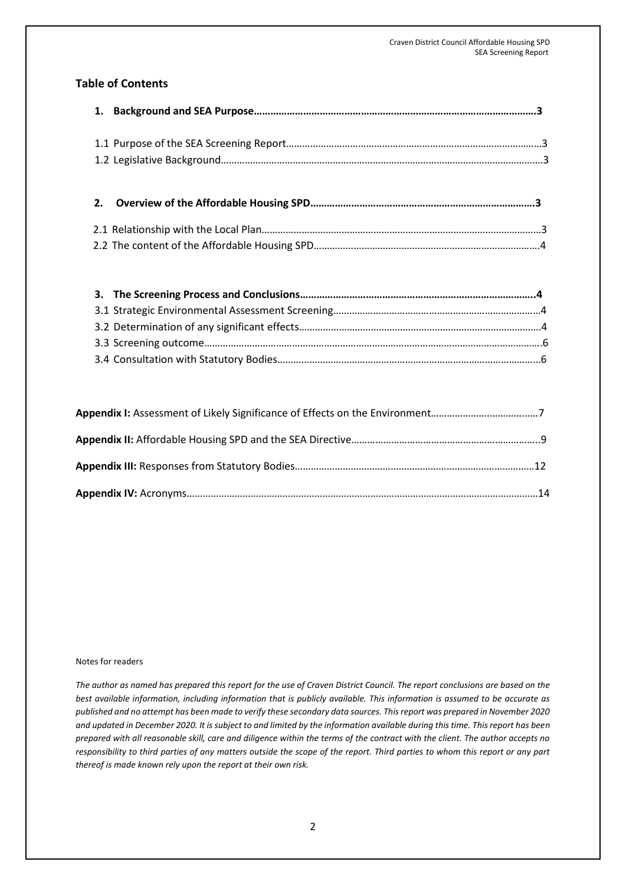## Table of Contents

**1. Background and SEA Purpose………………………………………………………………………………………..3**

1.1 Purpose of the SEA Screening Report……………………………………………………………………………………3
1.2 Legislative Background……………………………………………………………………………………………………….3

**2. Overview of the Affordable Housing SPD……………………………………………………………………3**

2.1 Relationship with the Local Plan……………………………………………………………………………………………3
2.2 The content of the Affordable Housing SPD………………………………………………………………………….4

**3. The Screening Process and Conclusions…………………………………………………………………………..4**

3.1 Strategic Environmental Assessment Screening…………………………………………………………………….4
3.2 Determination of any significant effects……………………………………………………………………………….4
3.3 Screening outcome…………………………………………………………………………………………………………….6
3.4 Consultation with Statutory Bodies……………………………………………………………………………………..6

**Appendix I:** Assessment of Likely Significance of Effects on the Environment……………………………...….7

**Appendix II:** Affordable Housing SPD and the SEA Directive……………………………………………………..9

**Appendix III:** Responses from Statutory Bodies……………………………………………………………………12

**Appendix IV:** Acronyms…………………………………………………………………………………………………………14

Notes for readers

*The author as named has prepared this report for the use of Craven District Council. The report conclusions are based on the best available information, including information that is publicly available. This information is assumed to be accurate as published and no attempt has been made to verify these secondary data sources. This report was prepared in November 2020 and updated in December 2020. It is subject to and limited by the information available during this time. This report has been prepared with all reasonable skill, care and diligence within the terms of the contract with the client. The author accepts no responsibility to third parties of any matters outside the scope of the report. Third parties to whom this report or any part thereof is made known rely upon the report at their own risk.*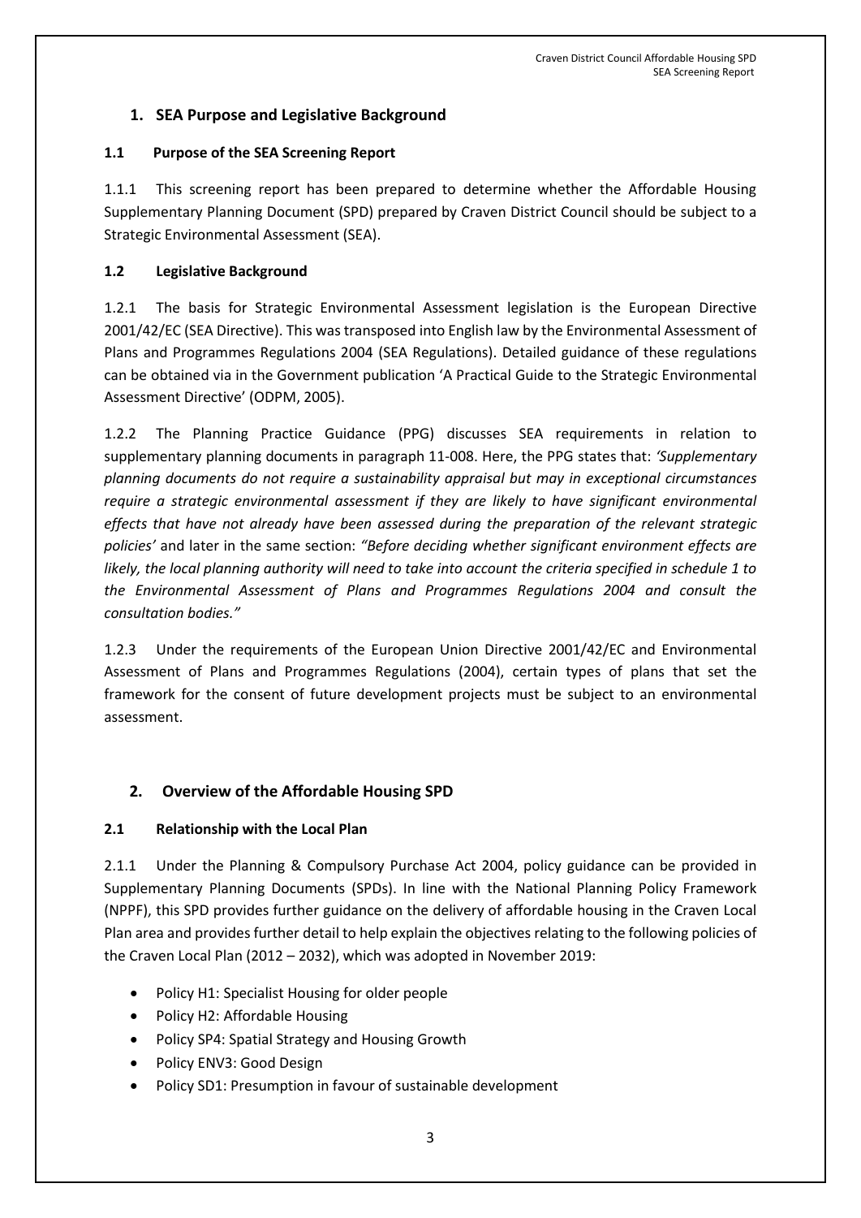## 1. SEA Purpose and Legislative Background

### 1.1 Purpose of the SEA Screening Report

1.1.1 This screening report has been prepared to determine whether the Affordable Housing Supplementary Planning Document (SPD) prepared by Craven District Council should be subject to a Strategic Environmental Assessment (SEA).

### 1.2 Legislative Background

1.2.1 The basis for Strategic Environmental Assessment legislation is the European Directive 2001/42/EC (SEA Directive). This was transposed into English law by the Environmental Assessment of Plans and Programmes Regulations 2004 (SEA Regulations). Detailed guidance of these regulations can be obtained via in the Government publication 'A Practical Guide to the Strategic Environmental Assessment Directive' (ODPM, 2005).

1.2.2 The Planning Practice Guidance (PPG) discusses SEA requirements in relation to supplementary planning documents in paragraph 11-008. Here, the PPG states that: *'Supplementary planning documents do not require a sustainability appraisal but may in exceptional circumstances require a strategic environmental assessment if they are likely to have significant environmental effects that have not already have been assessed during the preparation of the relevant strategic policies'* and later in the same section: *"Before deciding whether significant environment effects are likely, the local planning authority will need to take into account the criteria specified in schedule 1 to the Environmental Assessment of Plans and Programmes Regulations 2004 and consult the consultation bodies."*

1.2.3 Under the requirements of the European Union Directive 2001/42/EC and Environmental Assessment of Plans and Programmes Regulations (2004), certain types of plans that set the framework for the consent of future development projects must be subject to an environmental assessment.

## 2. Overview of the Affordable Housing SPD

### 2.1 Relationship with the Local Plan

2.1.1 Under the Planning & Compulsory Purchase Act 2004, policy guidance can be provided in Supplementary Planning Documents (SPDs). In line with the National Planning Policy Framework (NPPF), this SPD provides further guidance on the delivery of affordable housing in the Craven Local Plan area and provides further detail to help explain the objectives relating to the following policies of the Craven Local Plan (2012 – 2032), which was adopted in November 2019:

- Policy H1: Specialist Housing for older people
- Policy H2: Affordable Housing
- Policy SP4: Spatial Strategy and Housing Growth
- Policy ENV3: Good Design
- Policy SD1: Presumption in favour of sustainable development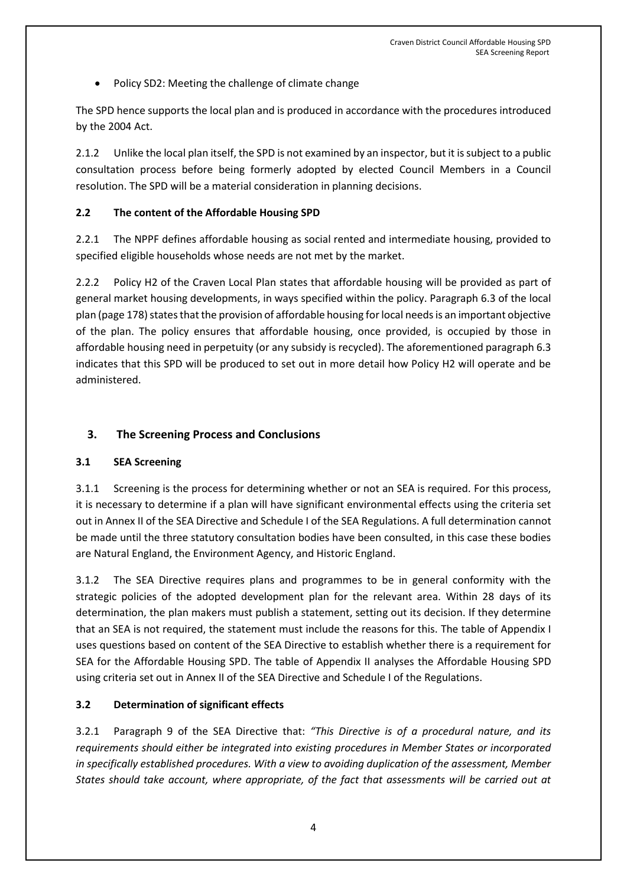- Policy SD2: Meeting the challenge of climate change

The SPD hence supports the local plan and is produced in accordance with the procedures introduced by the 2004 Act.

2.1.2 Unlike the local plan itself, the SPD is not examined by an inspector, but it is subject to a public consultation process before being formerly adopted by elected Council Members in a Council resolution. The SPD will be a material consideration in planning decisions.

### 2.2 The content of the Affordable Housing SPD

2.2.1 The NPPF defines affordable housing as social rented and intermediate housing, provided to specified eligible households whose needs are not met by the market.

2.2.2 Policy H2 of the Craven Local Plan states that affordable housing will be provided as part of general market housing developments, in ways specified within the policy. Paragraph 6.3 of the local plan (page 178) states that the provision of affordable housing for local needs is an important objective of the plan. The policy ensures that affordable housing, once provided, is occupied by those in affordable housing need in perpetuity (or any subsidy is recycled). The aforementioned paragraph 6.3 indicates that this SPD will be produced to set out in more detail how Policy H2 will operate and be administered.

## 3. The Screening Process and Conclusions

### 3.1 SEA Screening

3.1.1 Screening is the process for determining whether or not an SEA is required. For this process, it is necessary to determine if a plan will have significant environmental effects using the criteria set out in Annex II of the SEA Directive and Schedule I of the SEA Regulations. A full determination cannot be made until the three statutory consultation bodies have been consulted, in this case these bodies are Natural England, the Environment Agency, and Historic England.

3.1.2 The SEA Directive requires plans and programmes to be in general conformity with the strategic policies of the adopted development plan for the relevant area. Within 28 days of its determination, the plan makers must publish a statement, setting out its decision. If they determine that an SEA is not required, the statement must include the reasons for this. The table of Appendix I uses questions based on content of the SEA Directive to establish whether there is a requirement for SEA for the Affordable Housing SPD. The table of Appendix II analyses the Affordable Housing SPD using criteria set out in Annex II of the SEA Directive and Schedule I of the Regulations.

### 3.2 Determination of significant effects

3.2.1 Paragraph 9 of the SEA Directive that: *"This Directive is of a procedural nature, and its requirements should either be integrated into existing procedures in Member States or incorporated in specifically established procedures. With a view to avoiding duplication of the assessment, Member States should take account, where appropriate, of the fact that assessments will be carried out at*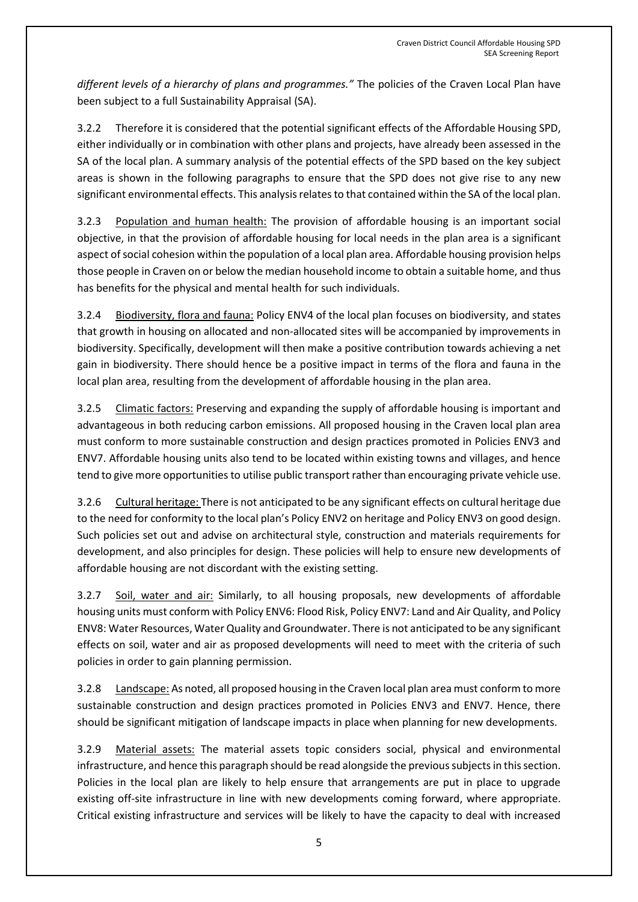*different levels of a hierarchy of plans and programmes."* The policies of the Craven Local Plan have been subject to a full Sustainability Appraisal (SA).

3.2.2 Therefore it is considered that the potential significant effects of the Affordable Housing SPD, either individually or in combination with other plans and projects, have already been assessed in the SA of the local plan. A summary analysis of the potential effects of the SPD based on the key subject areas is shown in the following paragraphs to ensure that the SPD does not give rise to any new significant environmental effects. This analysis relates to that contained within the SA of the local plan.

3.2.3 <u>Population and human health:</u> The provision of affordable housing is an important social objective, in that the provision of affordable housing for local needs in the plan area is a significant aspect of social cohesion within the population of a local plan area. Affordable housing provision helps those people in Craven on or below the median household income to obtain a suitable home, and thus has benefits for the physical and mental health for such individuals.

3.2.4 <u>Biodiversity, flora and fauna:</u> Policy ENV4 of the local plan focuses on biodiversity, and states that growth in housing on allocated and non-allocated sites will be accompanied by improvements in biodiversity. Specifically, development will then make a positive contribution towards achieving a net gain in biodiversity. There should hence be a positive impact in terms of the flora and fauna in the local plan area, resulting from the development of affordable housing in the plan area.

3.2.5 <u>Climatic factors:</u> Preserving and expanding the supply of affordable housing is important and advantageous in both reducing carbon emissions. All proposed housing in the Craven local plan area must conform to more sustainable construction and design practices promoted in Policies ENV3 and ENV7. Affordable housing units also tend to be located within existing towns and villages, and hence tend to give more opportunities to utilise public transport rather than encouraging private vehicle use.

3.2.6 <u>Cultural heritage:</u> There is not anticipated to be any significant effects on cultural heritage due to the need for conformity to the local plan's Policy ENV2 on heritage and Policy ENV3 on good design. Such policies set out and advise on architectural style, construction and materials requirements for development, and also principles for design. These policies will help to ensure new developments of affordable housing are not discordant with the existing setting.

3.2.7 <u>Soil, water and air:</u> Similarly, to all housing proposals, new developments of affordable housing units must conform with Policy ENV6: Flood Risk, Policy ENV7: Land and Air Quality, and Policy ENV8: Water Resources, Water Quality and Groundwater. There is not anticipated to be any significant effects on soil, water and air as proposed developments will need to meet with the criteria of such policies in order to gain planning permission.

3.2.8 <u>Landscape:</u> As noted, all proposed housing in the Craven local plan area must conform to more sustainable construction and design practices promoted in Policies ENV3 and ENV7. Hence, there should be significant mitigation of landscape impacts in place when planning for new developments.

3.2.9 <u>Material assets:</u> The material assets topic considers social, physical and environmental infrastructure, and hence this paragraph should be read alongside the previous subjects in this section. Policies in the local plan are likely to help ensure that arrangements are put in place to upgrade existing off-site infrastructure in line with new developments coming forward, where appropriate. Critical existing infrastructure and services will be likely to have the capacity to deal with increased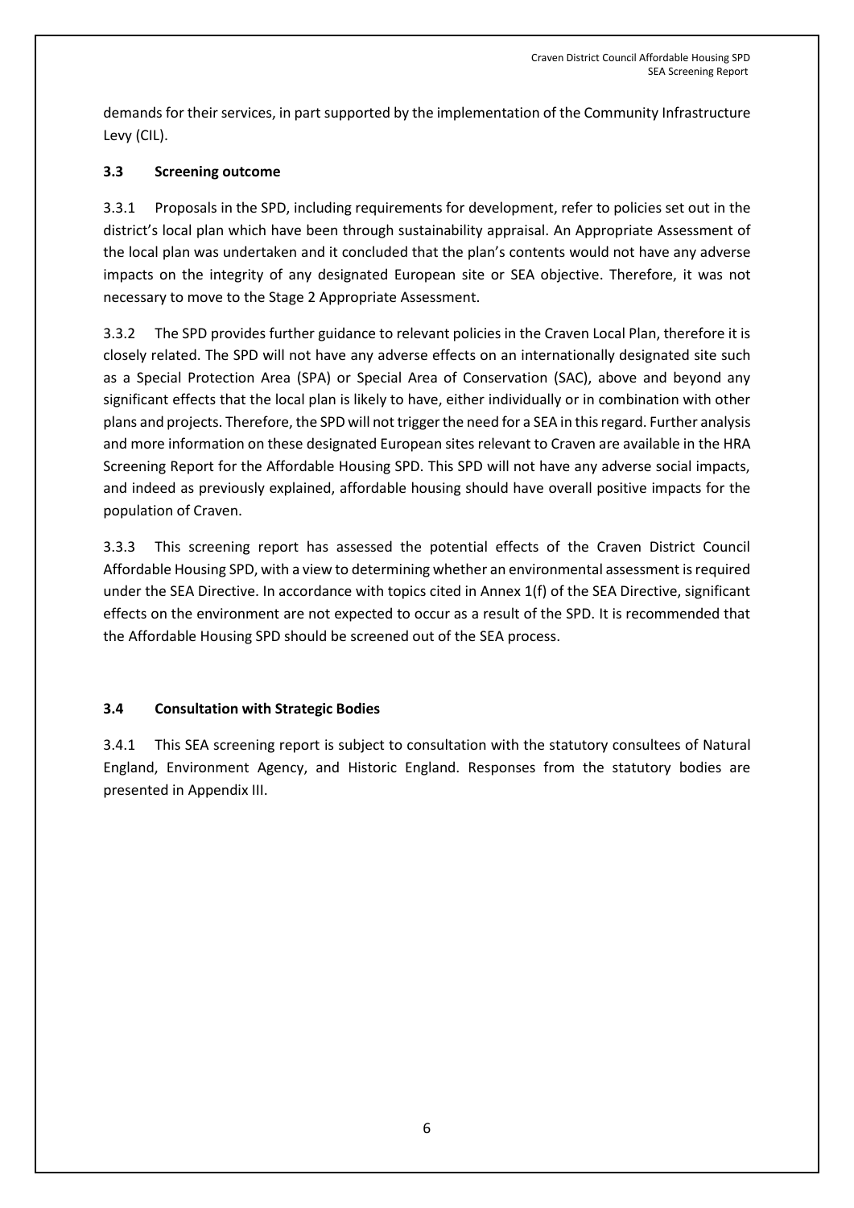demands for their services, in part supported by the implementation of the Community Infrastructure Levy (CIL).

### 3.3 Screening outcome

3.3.1 Proposals in the SPD, including requirements for development, refer to policies set out in the district's local plan which have been through sustainability appraisal. An Appropriate Assessment of the local plan was undertaken and it concluded that the plan's contents would not have any adverse impacts on the integrity of any designated European site or SEA objective. Therefore, it was not necessary to move to the Stage 2 Appropriate Assessment.

3.3.2 The SPD provides further guidance to relevant policies in the Craven Local Plan, therefore it is closely related. The SPD will not have any adverse effects on an internationally designated site such as a Special Protection Area (SPA) or Special Area of Conservation (SAC), above and beyond any significant effects that the local plan is likely to have, either individually or in combination with other plans and projects. Therefore, the SPD will not trigger the need for a SEA in this regard. Further analysis and more information on these designated European sites relevant to Craven are available in the HRA Screening Report for the Affordable Housing SPD. This SPD will not have any adverse social impacts, and indeed as previously explained, affordable housing should have overall positive impacts for the population of Craven.

3.3.3 This screening report has assessed the potential effects of the Craven District Council Affordable Housing SPD, with a view to determining whether an environmental assessment is required under the SEA Directive. In accordance with topics cited in Annex 1(f) of the SEA Directive, significant effects on the environment are not expected to occur as a result of the SPD. It is recommended that the Affordable Housing SPD should be screened out of the SEA process.

### 3.4 Consultation with Strategic Bodies

3.4.1 This SEA screening report is subject to consultation with the statutory consultees of Natural England, Environment Agency, and Historic England. Responses from the statutory bodies are presented in Appendix III.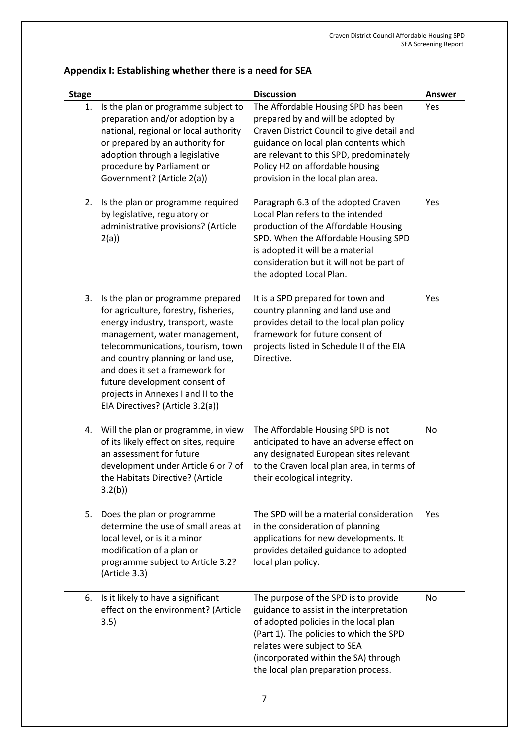## Appendix I: Establishing whether there is a need for SEA

| Stage | Discussion | Answer |
|---|---|---|
| 1. Is the plan or programme subject to preparation and/or adoption by a national, regional or local authority or prepared by an authority for adoption through a legislative procedure by Parliament or Government? (Article 2(a)) | The Affordable Housing SPD has been prepared by and will be adopted by Craven District Council to give detail and guidance on local plan contents which are relevant to this SPD, predominately Policy H2 on affordable housing provision in the local plan area. | Yes |
| 2. Is the plan or programme required by legislative, regulatory or administrative provisions? (Article 2(a)) | Paragraph 6.3 of the adopted Craven Local Plan refers to the intended production of the Affordable Housing SPD. When the Affordable Housing SPD is adopted it will be a material consideration but it will not be part of the adopted Local Plan. | Yes |
| 3. Is the plan or programme prepared for agriculture, forestry, fisheries, energy industry, transport, waste management, water management, telecommunications, tourism, town and country planning or land use, and does it set a framework for future development consent of projects in Annexes I and II to the EIA Directives? (Article 3.2(a)) | It is a SPD prepared for town and country planning and land use and provides detail to the local plan policy framework for future consent of projects listed in Schedule II of the EIA Directive. | Yes |
| 4. Will the plan or programme, in view of its likely effect on sites, require an assessment for future development under Article 6 or 7 of the Habitats Directive? (Article 3.2(b)) | The Affordable Housing SPD is not anticipated to have an adverse effect on any designated European sites relevant to the Craven local plan area, in terms of their ecological integrity. | No |
| 5. Does the plan or programme determine the use of small areas at local level, or is it a minor modification of a plan or programme subject to Article 3.2? (Article 3.3) | The SPD will be a material consideration in the consideration of planning applications for new developments. It provides detailed guidance to adopted local plan policy. | Yes |
| 6. Is it likely to have a significant effect on the environment? (Article 3.5) | The purpose of the SPD is to provide guidance to assist in the interpretation of adopted policies in the local plan (Part 1). The policies to which the SPD relates were subject to SEA (incorporated within the SA) through the local plan preparation process. | No |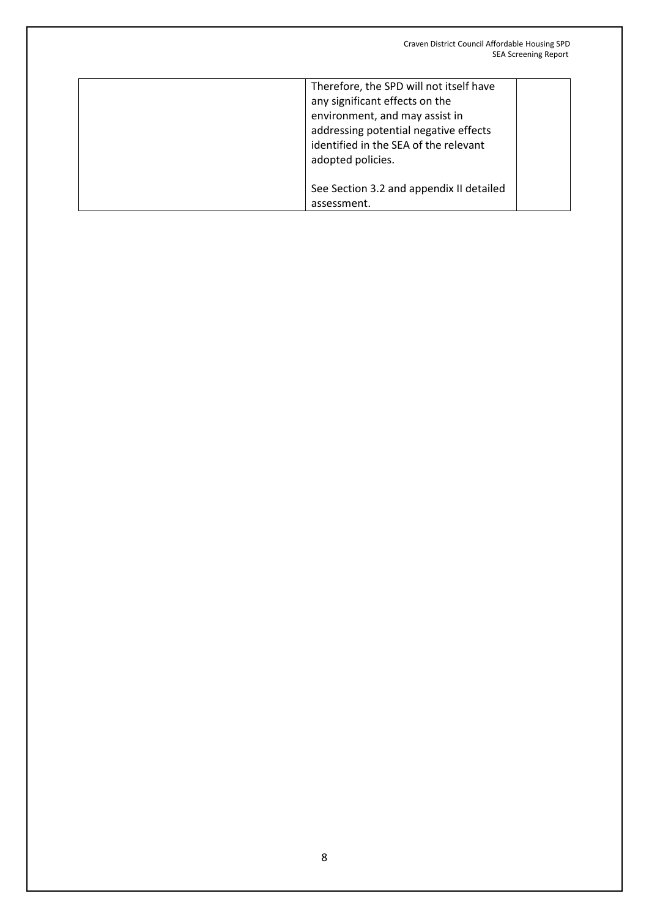| | | |
|---|---|---|
| | Therefore, the SPD will not itself have any significant effects on the environment, and may assist in addressing potential negative effects identified in the SEA of the relevant adopted policies.<br><br>See Section 3.2 and appendix II detailed assessment. | |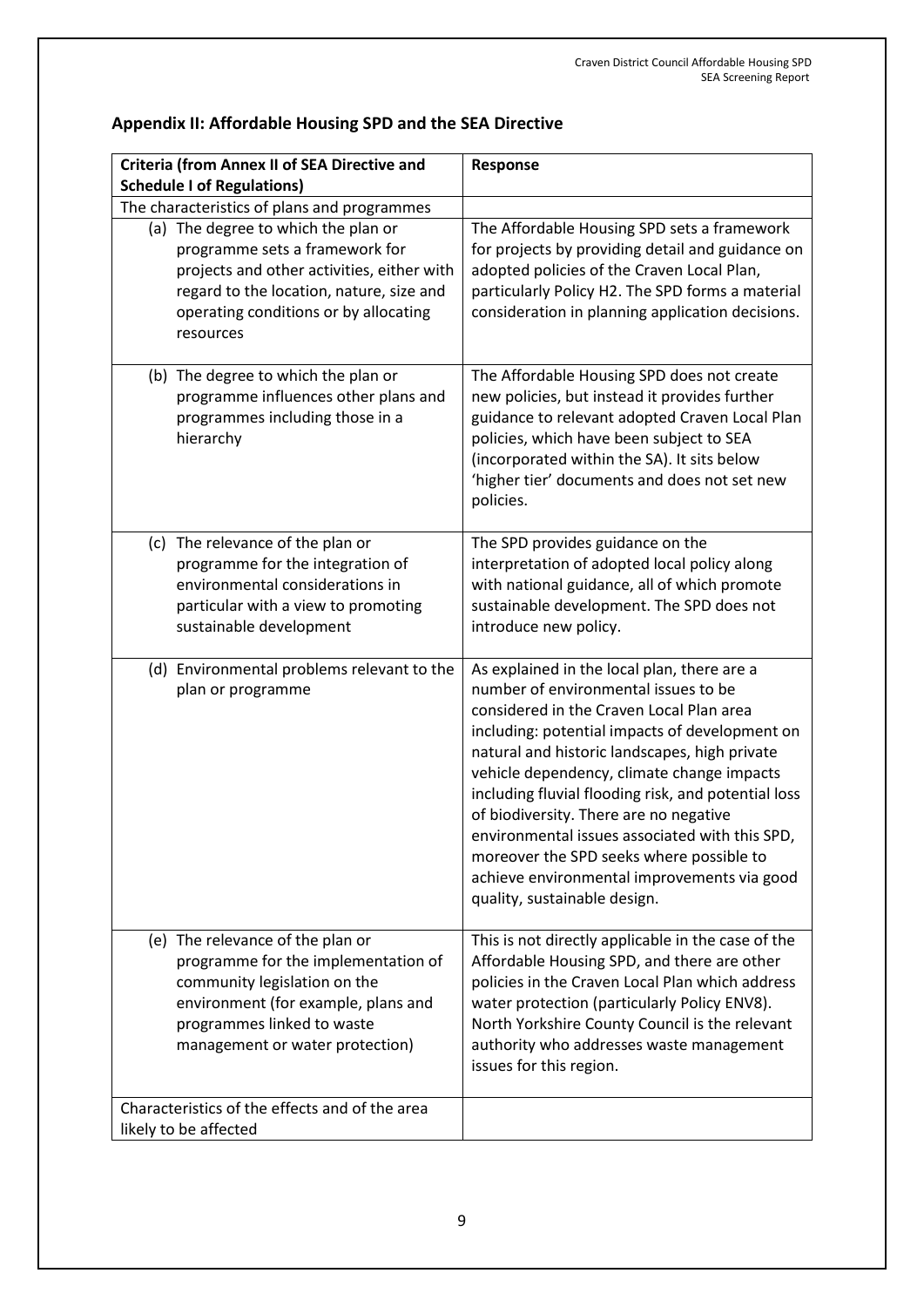## Appendix II: Affordable Housing SPD and the SEA Directive

| Criteria (from Annex II of SEA Directive and Schedule I of Regulations) | Response |
|---|---|
| The characteristics of plans and programmes | |
| (a) The degree to which the plan or programme sets a framework for projects and other activities, either with regard to the location, nature, size and operating conditions or by allocating resources | The Affordable Housing SPD sets a framework for projects by providing detail and guidance on adopted policies of the Craven Local Plan, particularly Policy H2. The SPD forms a material consideration in planning application decisions. |
| (b) The degree to which the plan or programme influences other plans and programmes including those in a hierarchy | The Affordable Housing SPD does not create new policies, but instead it provides further guidance to relevant adopted Craven Local Plan policies, which have been subject to SEA (incorporated within the SA). It sits below 'higher tier' documents and does not set new policies. |
| (c) The relevance of the plan or programme for the integration of environmental considerations in particular with a view to promoting sustainable development | The SPD provides guidance on the interpretation of adopted local policy along with national guidance, all of which promote sustainable development. The SPD does not introduce new policy. |
| (d) Environmental problems relevant to the plan or programme | As explained in the local plan, there are a number of environmental issues to be considered in the Craven Local Plan area including: potential impacts of development on natural and historic landscapes, high private vehicle dependency, climate change impacts including fluvial flooding risk, and potential loss of biodiversity. There are no negative environmental issues associated with this SPD, moreover the SPD seeks where possible to achieve environmental improvements via good quality, sustainable design. |
| (e) The relevance of the plan or programme for the implementation of community legislation on the environment (for example, plans and programmes linked to waste management or water protection) | This is not directly applicable in the case of the Affordable Housing SPD, and there are other policies in the Craven Local Plan which address water protection (particularly Policy ENV8). North Yorkshire County Council is the relevant authority who addresses waste management issues for this region. |
| Characteristics of the effects and of the area likely to be affected | |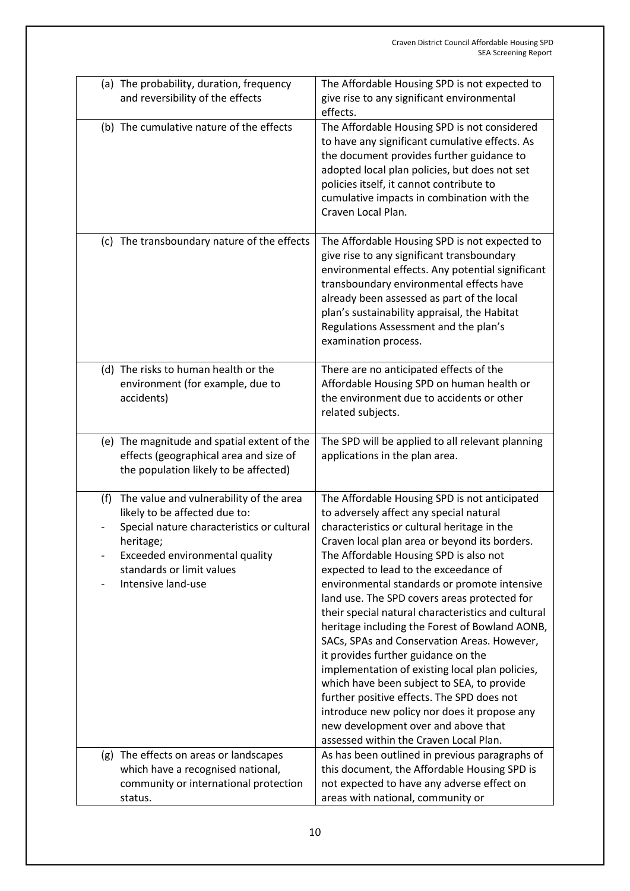| | |
|---|---|
| (a) The probability, duration, frequency and reversibility of the effects | The Affordable Housing SPD is not expected to give rise to any significant environmental effects. |
| (b) The cumulative nature of the effects | The Affordable Housing SPD is not considered to have any significant cumulative effects. As the document provides further guidance to adopted local plan policies, but does not set policies itself, it cannot contribute to cumulative impacts in combination with the Craven Local Plan. |
| (c) The transboundary nature of the effects | The Affordable Housing SPD is not expected to give rise to any significant transboundary environmental effects. Any potential significant transboundary environmental effects have already been assessed as part of the local plan's sustainability appraisal, the Habitat Regulations Assessment and the plan's examination process. |
| (d) The risks to human health or the environment (for example, due to accidents) | There are no anticipated effects of the Affordable Housing SPD on human health or the environment due to accidents or other related subjects. |
| (e) The magnitude and spatial extent of the effects (geographical area and size of the population likely to be affected) | The SPD will be applied to all relevant planning applications in the plan area. |
| (f) The value and vulnerability of the area likely to be affected due to:<br>- Special nature characteristics or cultural heritage;<br>- Exceeded environmental quality standards or limit values<br>- Intensive land-use | The Affordable Housing SPD is not anticipated to adversely affect any special natural characteristics or cultural heritage in the Craven local plan area or beyond its borders. The Affordable Housing SPD is also not expected to lead to the exceedance of environmental standards or promote intensive land use. The SPD covers areas protected for their special natural characteristics and cultural heritage including the Forest of Bowland AONB, SACs, SPAs and Conservation Areas. However, it provides further guidance on the implementation of existing local plan policies, which have been subject to SEA, to provide further positive effects. The SPD does not introduce new policy nor does it propose any new development over and above that assessed within the Craven Local Plan. |
| (g) The effects on areas or landscapes which have a recognised national, community or international protection status. | As has been outlined in previous paragraphs of this document, the Affordable Housing SPD is not expected to have any adverse effect on areas with national, community or |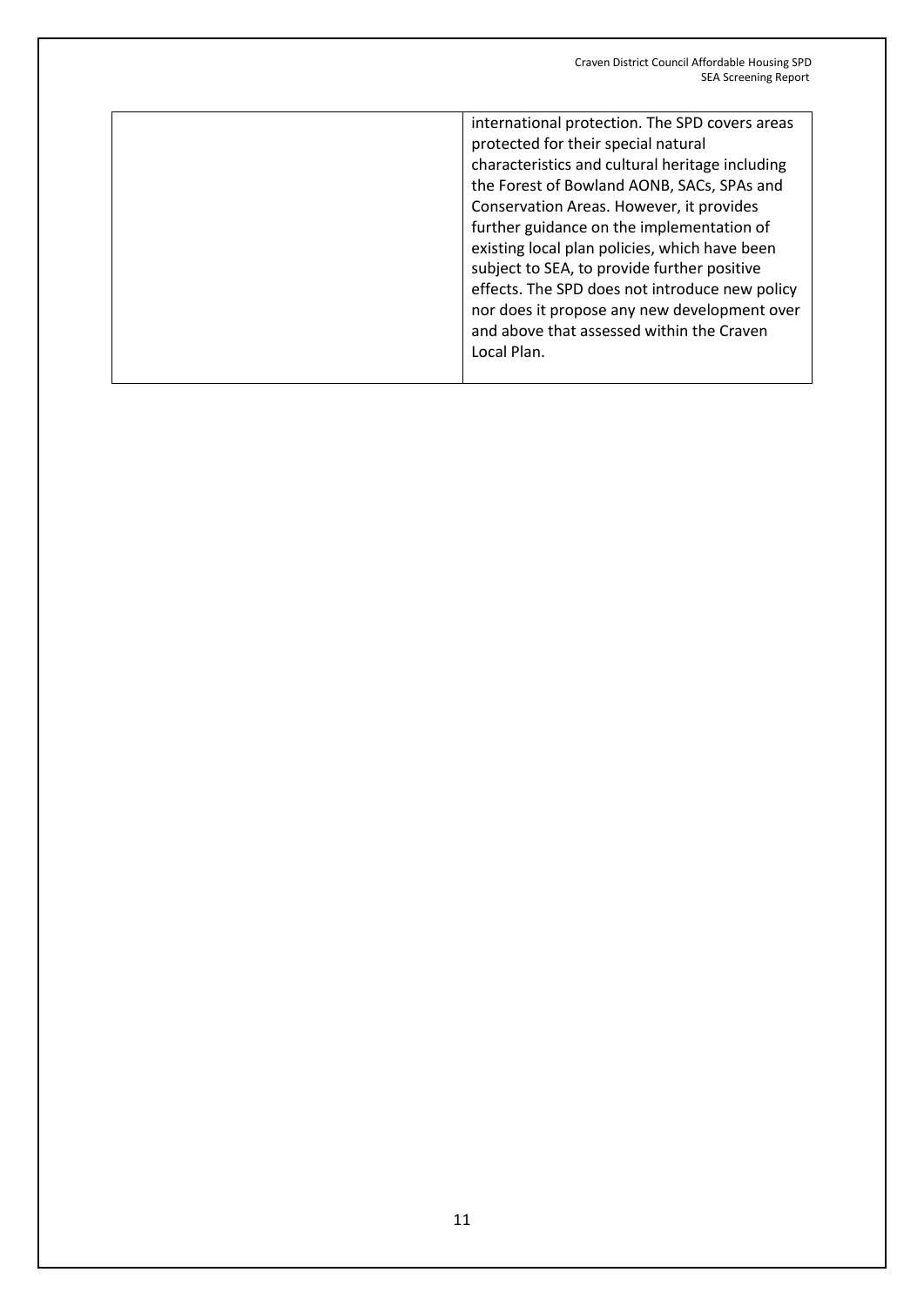| | |
|---|---|
| | international protection. The SPD covers areas protected for their special natural characteristics and cultural heritage including the Forest of Bowland AONB, SACs, SPAs and Conservation Areas. However, it provides further guidance on the implementation of existing local plan policies, which have been subject to SEA, to provide further positive effects. The SPD does not introduce new policy nor does it propose any new development over and above that assessed within the Craven Local Plan. |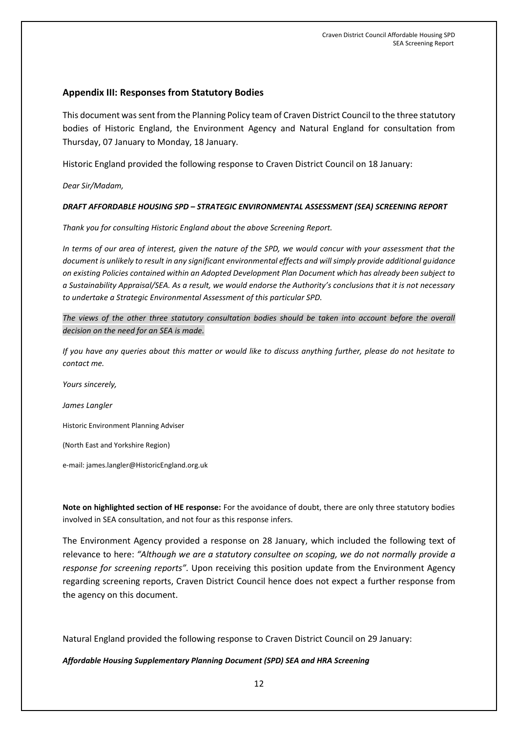## Appendix III: Responses from Statutory Bodies

This document was sent from the Planning Policy team of Craven District Council to the three statutory bodies of Historic England, the Environment Agency and Natural England for consultation from Thursday, 07 January to Monday, 18 January.

Historic England provided the following response to Craven District Council on 18 January:

*Dear Sir/Madam,*

***DRAFT AFFORDABLE HOUSING SPD – STRATEGIC ENVIRONMENTAL ASSESSMENT (SEA) SCREENING REPORT***

*Thank you for consulting Historic England about the above Screening Report.*

*In terms of our area of interest, given the nature of the SPD, we would concur with your assessment that the document is unlikely to result in any significant environmental effects and will simply provide additional guidance on existing Policies contained within an Adopted Development Plan Document which has already been subject to a Sustainability Appraisal/SEA. As a result, we would endorse the Authority's conclusions that it is not necessary to undertake a Strategic Environmental Assessment of this particular SPD.*

*The views of the other three statutory consultation bodies should be taken into account before the overall decision on the need for an SEA is made.*

*If you have any queries about this matter or would like to discuss anything further, please do not hesitate to contact me.*

*Yours sincerely,*

*James Langler*

Historic Environment Planning Adviser

(North East and Yorkshire Region)

e-mail: james.langler@HistoricEngland.org.uk

**Note on highlighted section of HE response:** For the avoidance of doubt, there are only three statutory bodies involved in SEA consultation, and not four as this response infers.

The Environment Agency provided a response on 28 January, which included the following text of relevance to here: *"Although we are a statutory consultee on scoping, we do not normally provide a response for screening reports".* Upon receiving this position update from the Environment Agency regarding screening reports, Craven District Council hence does not expect a further response from the agency on this document.

Natural England provided the following response to Craven District Council on 29 January:

***Affordable Housing Supplementary Planning Document (SPD) SEA and HRA Screening***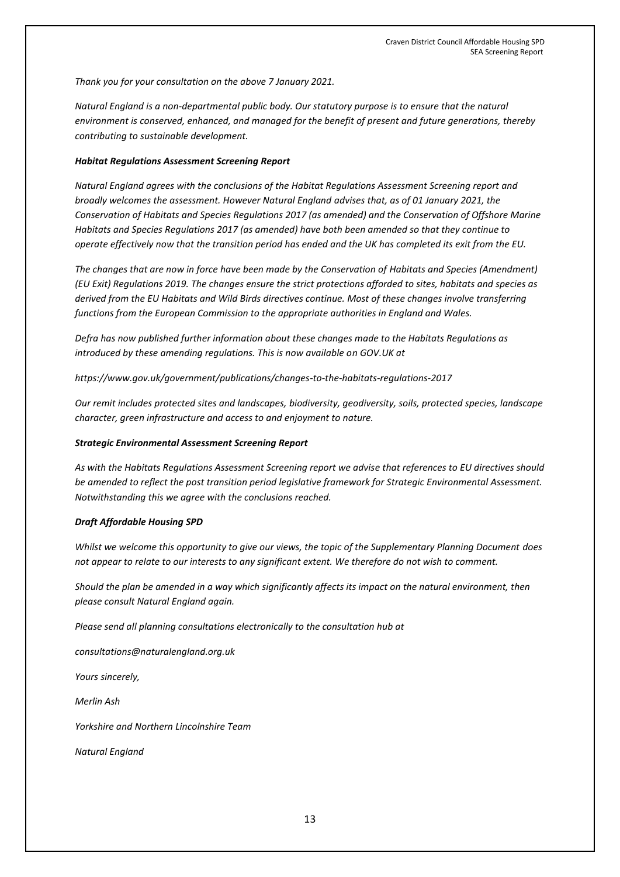*Thank you for your consultation on the above 7 January 2021.*

*Natural England is a non-departmental public body. Our statutory purpose is to ensure that the natural environment is conserved, enhanced, and managed for the benefit of present and future generations, thereby contributing to sustainable development.*

***Habitat Regulations Assessment Screening Report***

*Natural England agrees with the conclusions of the Habitat Regulations Assessment Screening report and broadly welcomes the assessment. However Natural England advises that, as of 01 January 2021, the Conservation of Habitats and Species Regulations 2017 (as amended) and the Conservation of Offshore Marine Habitats and Species Regulations 2017 (as amended) have both been amended so that they continue to operate effectively now that the transition period has ended and the UK has completed its exit from the EU.*

*The changes that are now in force have been made by the Conservation of Habitats and Species (Amendment) (EU Exit) Regulations 2019. The changes ensure the strict protections afforded to sites, habitats and species as derived from the EU Habitats and Wild Birds directives continue. Most of these changes involve transferring functions from the European Commission to the appropriate authorities in England and Wales.*

*Defra has now published further information about these changes made to the Habitats Regulations as introduced by these amending regulations. This is now available on GOV.UK at*

*https://www.gov.uk/government/publications/changes-to-the-habitats-regulations-2017*

*Our remit includes protected sites and landscapes, biodiversity, geodiversity, soils, protected species, landscape character, green infrastructure and access to and enjoyment to nature.*

***Strategic Environmental Assessment Screening Report***

*As with the Habitats Regulations Assessment Screening report we advise that references to EU directives should be amended to reflect the post transition period legislative framework for Strategic Environmental Assessment. Notwithstanding this we agree with the conclusions reached.*

***Draft Affordable Housing SPD***

*Whilst we welcome this opportunity to give our views, the topic of the Supplementary Planning Document does not appear to relate to our interests to any significant extent. We therefore do not wish to comment.*

*Should the plan be amended in a way which significantly affects its impact on the natural environment, then please consult Natural England again.*

*Please send all planning consultations electronically to the consultation hub at*

*consultations@naturalengland.org.uk*

*Yours sincerely,*

*Merlin Ash*

*Yorkshire and Northern Lincolnshire Team*

*Natural England*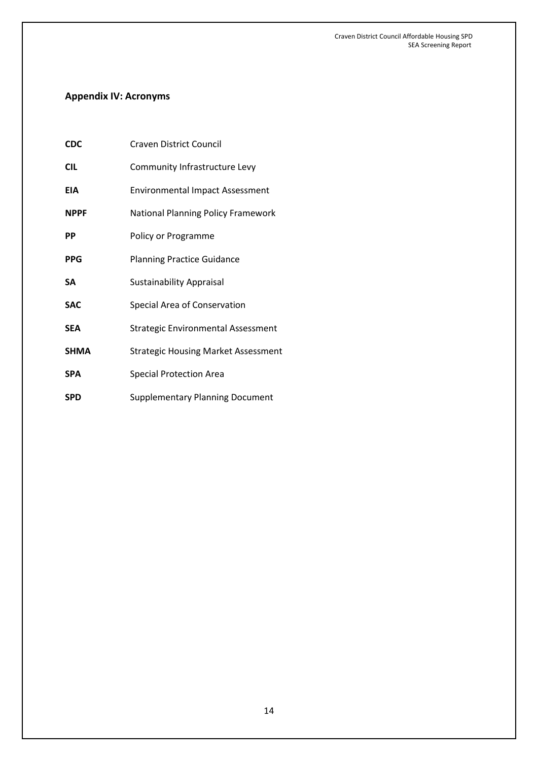## Appendix IV: Acronyms

| | |
|---|---|
| **CDC** | Craven District Council |
| **CIL** | Community Infrastructure Levy |
| **EIA** | Environmental Impact Assessment |
| **NPPF** | National Planning Policy Framework |
| **PP** | Policy or Programme |
| **PPG** | Planning Practice Guidance |
| **SA** | Sustainability Appraisal |
| **SAC** | Special Area of Conservation |
| **SEA** | Strategic Environmental Assessment |
| **SHMA** | Strategic Housing Market Assessment |
| **SPA** | Special Protection Area |
| **SPD** | Supplementary Planning Document |